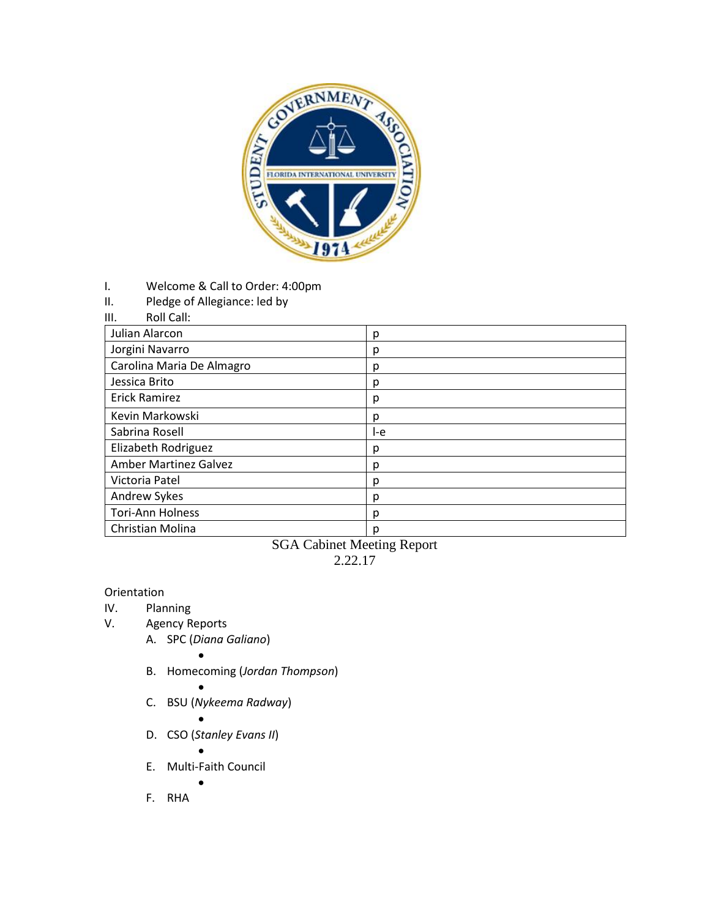I. Welcome & Call to Order: 4:00pm

II. Pledge of Allegiance: led by

III. Roll Call:

| | |
|---|---|
| Julian Alarcon | p |
| Jorgini Navarro | p |
| Carolina Maria De Almagro | p |
| Jessica Brito | p |
| Erick Ramirez | p |
| Kevin Markowski | p |
| Sabrina Rosell | l-e |
| Elizabeth Rodriguez | p |
| Amber Martinez Galvez | p |
| Victoria Patel | p |
| Andrew Sykes | p |
| Tori-Ann Holness | p |
| Christian Molina | p |

SGA Cabinet Meeting Report

2.22.17

Orientation

IV. Planning

V. Agency Reports

A. SPC (*Diana Galiano*)
- 

B. Homecoming (*Jordan Thompson*)
- 

C. BSU (*Nykeema Radway*)
- 

D. CSO (*Stanley Evans II*)
- 

E. Multi-Faith Council
- 

F. RHA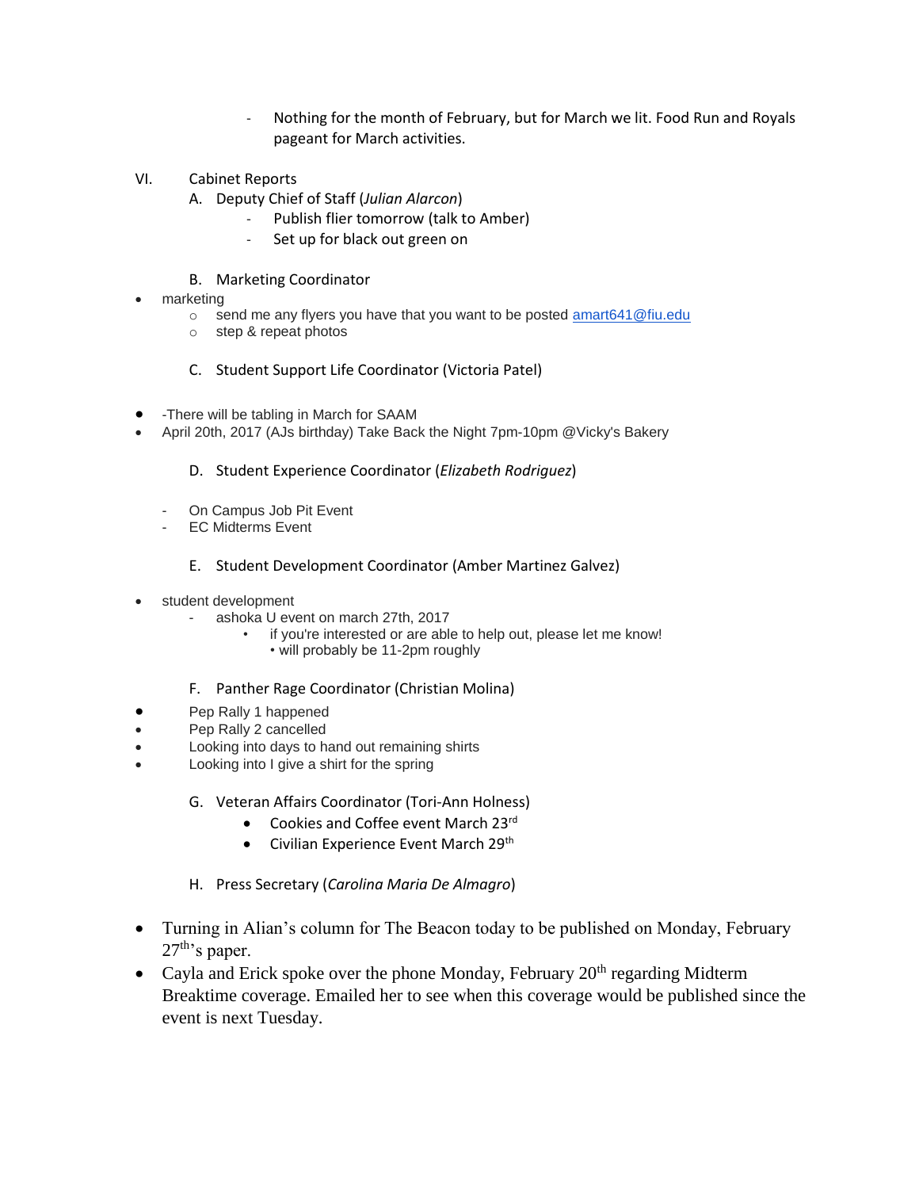- Nothing for the month of February, but for March we lit. Food Run and Royals pageant for March activities.

VI. Cabinet Reports

A. Deputy Chief of Staff (*Julian Alarcon*)

- Publish flier tomorrow (talk to Amber)
- Set up for black out green on

B. Marketing Coordinator

- marketing
  - send me any flyers you have that you want to be posted amart641@fiu.edu
  - step & repeat photos

C. Student Support Life Coordinator (Victoria Patel)

- -There will be tabling in March for SAAM
- April 20th, 2017 (AJs birthday) Take Back the Night 7pm-10pm @Vicky's Bakery

D. Student Experience Coordinator (*Elizabeth Rodriguez*)

- On Campus Job Pit Event
- EC Midterms Event

E. Student Development Coordinator (Amber Martinez Galvez)

- student development
  - ashoka U event on march 27th, 2017
    - if you're interested or are able to help out, please let me know!
    - will probably be 11-2pm roughly

F. Panther Rage Coordinator (Christian Molina)

- Pep Rally 1 happened
- Pep Rally 2 cancelled
- Looking into days to hand out remaining shirts
- Looking into I give a shirt for the spring

G. Veteran Affairs Coordinator (Tori-Ann Holness)

- Cookies and Coffee event March 23rd
- Civilian Experience Event March 29th

H. Press Secretary (*Carolina Maria De Almagro*)

- Turning in Alian's column for The Beacon today to be published on Monday, February 27th's paper.
- Cayla and Erick spoke over the phone Monday, February 20th regarding Midterm Breaktime coverage. Emailed her to see when this coverage would be published since the event is next Tuesday.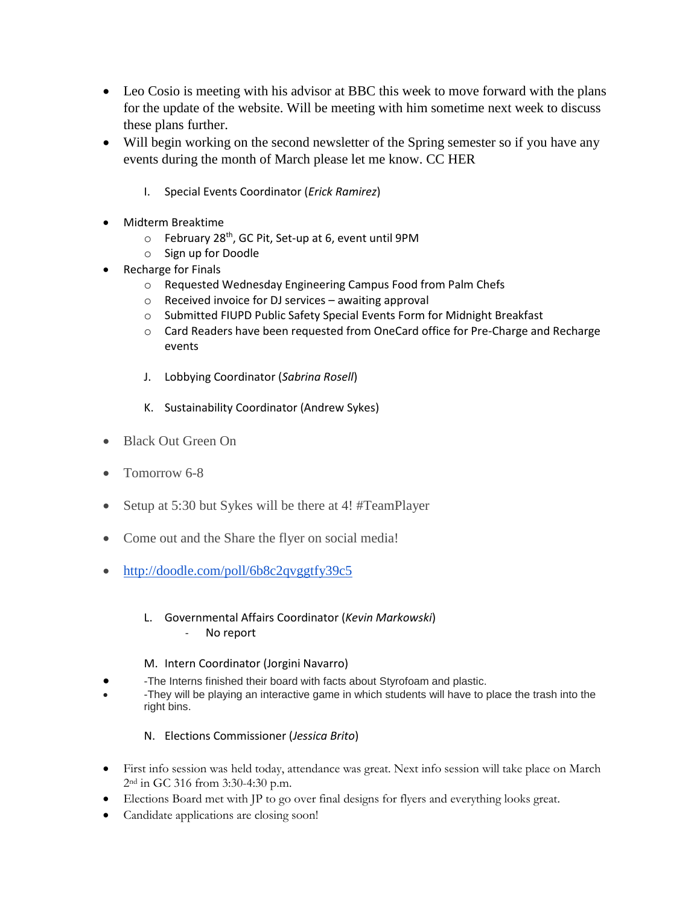- Leo Cosio is meeting with his advisor at BBC this week to move forward with the plans for the update of the website. Will be meeting with him sometime next week to discuss these plans further.
- Will begin working on the second newsletter of the Spring semester so if you have any events during the month of March please let me know. CC HER

I. Special Events Coordinator (*Erick Ramirez*)

- Midterm Breaktime
  - February 28th, GC Pit, Set-up at 6, event until 9PM
  - Sign up for Doodle
- Recharge for Finals
  - Requested Wednesday Engineering Campus Food from Palm Chefs
  - Received invoice for DJ services – awaiting approval
  - Submitted FIUPD Public Safety Special Events Form for Midnight Breakfast
  - Card Readers have been requested from OneCard office for Pre-Charge and Recharge events

J. Lobbying Coordinator (*Sabrina Rosell*)

K. Sustainability Coordinator (Andrew Sykes)

- Black Out Green On
- Tomorrow 6-8
- Setup at 5:30 but Sykes will be there at 4! #TeamPlayer
- Come out and the Share the flyer on social media!
- http://doodle.com/poll/6b8c2qvggtfy39c5

L. Governmental Affairs Coordinator (*Kevin Markowski*)
   - No report

M. Intern Coordinator (Jorgini Navarro)

- -The Interns finished their board with facts about Styrofoam and plastic.
- -They will be playing an interactive game in which students will have to place the trash into the right bins.

N. Elections Commissioner (*Jessica Brito*)

- First info session was held today, attendance was great. Next info session will take place on March 2nd in GC 316 from 3:30-4:30 p.m.
- Elections Board met with JP to go over final designs for flyers and everything looks great.
- Candidate applications are closing soon!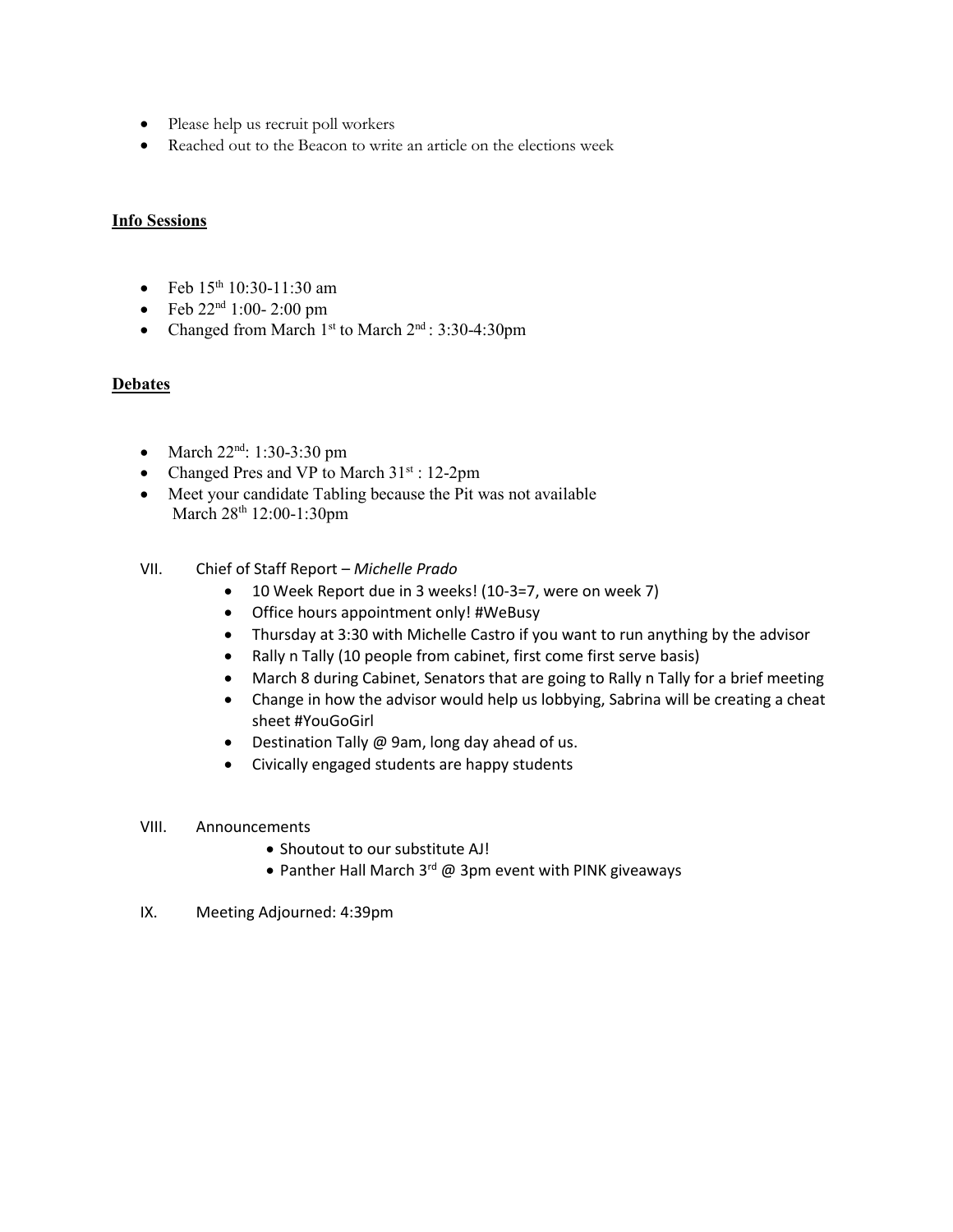- Please help us recruit poll workers
- Reached out to the Beacon to write an article on the elections week

**Info Sessions**

- Feb 15th 10:30-11:30 am
- Feb 22nd 1:00- 2:00 pm
- Changed from March 1st to March 2nd : 3:30-4:30pm

**Debates**

- March 22nd: 1:30-3:30 pm
- Changed Pres and VP to March 31st : 12-2pm
- Meet your candidate Tabling because the Pit was not available
  March 28th 12:00-1:30pm

VII. Chief of Staff Report – *Michelle Prado*

- 10 Week Report due in 3 weeks! (10-3=7, were on week 7)
- Office hours appointment only! #WeBusy
- Thursday at 3:30 with Michelle Castro if you want to run anything by the advisor
- Rally n Tally (10 people from cabinet, first come first serve basis)
- March 8 during Cabinet, Senators that are going to Rally n Tally for a brief meeting
- Change in how the advisor would help us lobbying, Sabrina will be creating a cheat sheet #YouGoGirl
- Destination Tally @ 9am, long day ahead of us.
- Civically engaged students are happy students

VIII. Announcements

- Shoutout to our substitute AJ!
- Panther Hall March 3rd @ 3pm event with PINK giveaways

IX. Meeting Adjourned: 4:39pm